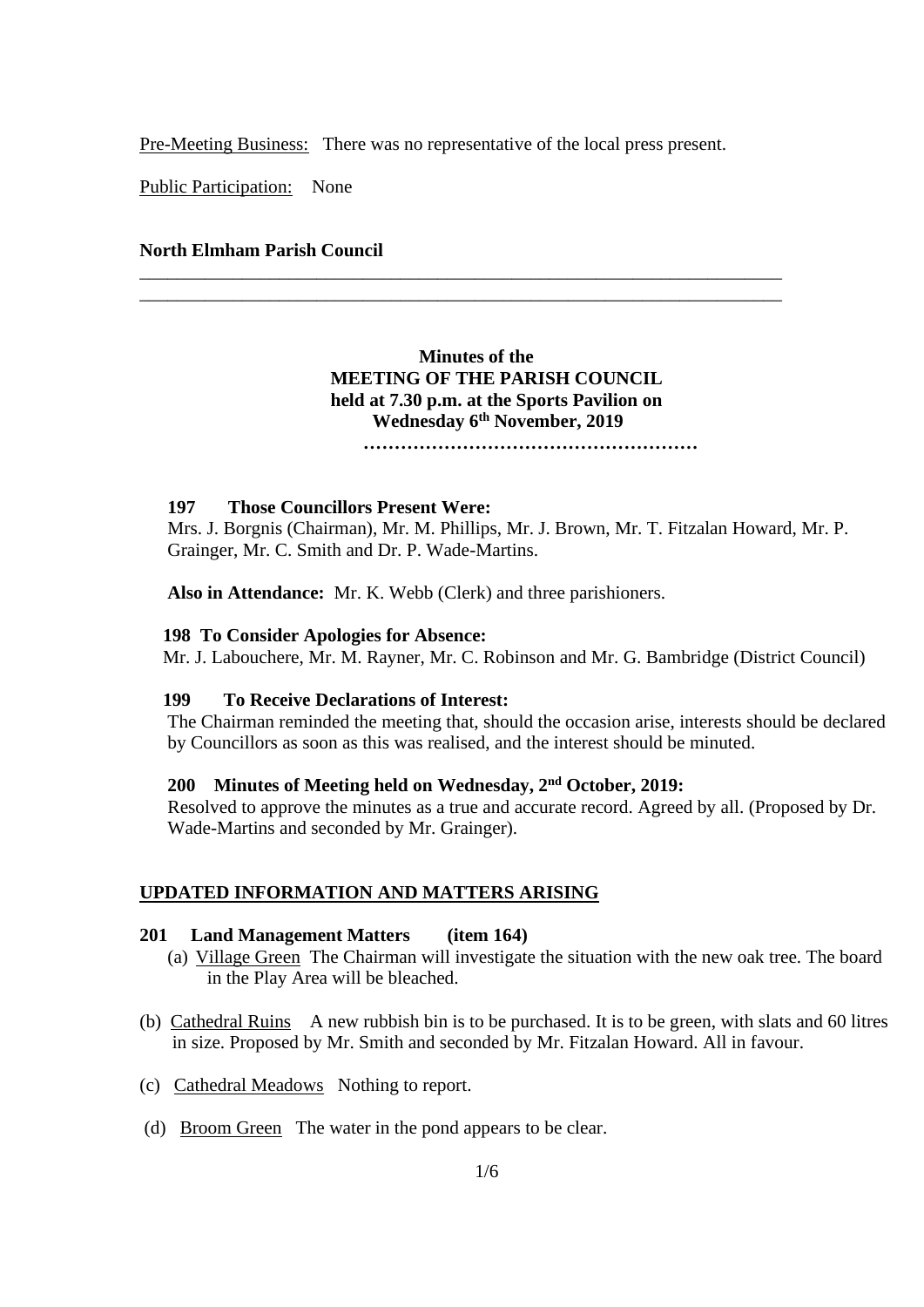Pre-Meeting Business: There was no representative of the local press present.

Public Participation: None

**North Elmham Parish Council**

---

**Minutes of the**
**MEETING OF THE PARISH COUNCIL**
**held at 7.30 p.m. at the Sports Pavilion on**
**Wednesday 6th November, 2019**

**………………………………………………**

**197 Those Councillors Present Were:**
Mrs. J. Borgnis (Chairman), Mr. M. Phillips, Mr. J. Brown, Mr. T. Fitzalan Howard, Mr. P. Grainger, Mr. C. Smith and Dr. P. Wade-Martins.

**Also in Attendance:** Mr. K. Webb (Clerk) and three parishioners.

**198 To Consider Apologies for Absence:**
Mr. J. Labouchere, Mr. M. Rayner, Mr. C. Robinson and Mr. G. Bambridge (District Council)

**199 To Receive Declarations of Interest:**
The Chairman reminded the meeting that, should the occasion arise, interests should be declared by Councillors as soon as this was realised, and the interest should be minuted.

**200 Minutes of Meeting held on Wednesday, 2nd October, 2019:**
Resolved to approve the minutes as a true and accurate record. Agreed by all. (Proposed by Dr. Wade-Martins and seconded by Mr. Grainger).

## UPDATED INFORMATION AND MATTERS ARISING

**201 Land Management Matters (item 164)**

(a) Village Green The Chairman will investigate the situation with the new oak tree. The board in the Play Area will be bleached.

(b) Cathedral Ruins A new rubbish bin is to be purchased. It is to be green, with slats and 60 litres in size. Proposed by Mr. Smith and seconded by Mr. Fitzalan Howard. All in favour.

(c) Cathedral Meadows Nothing to report.

(d) Broom Green The water in the pond appears to be clear.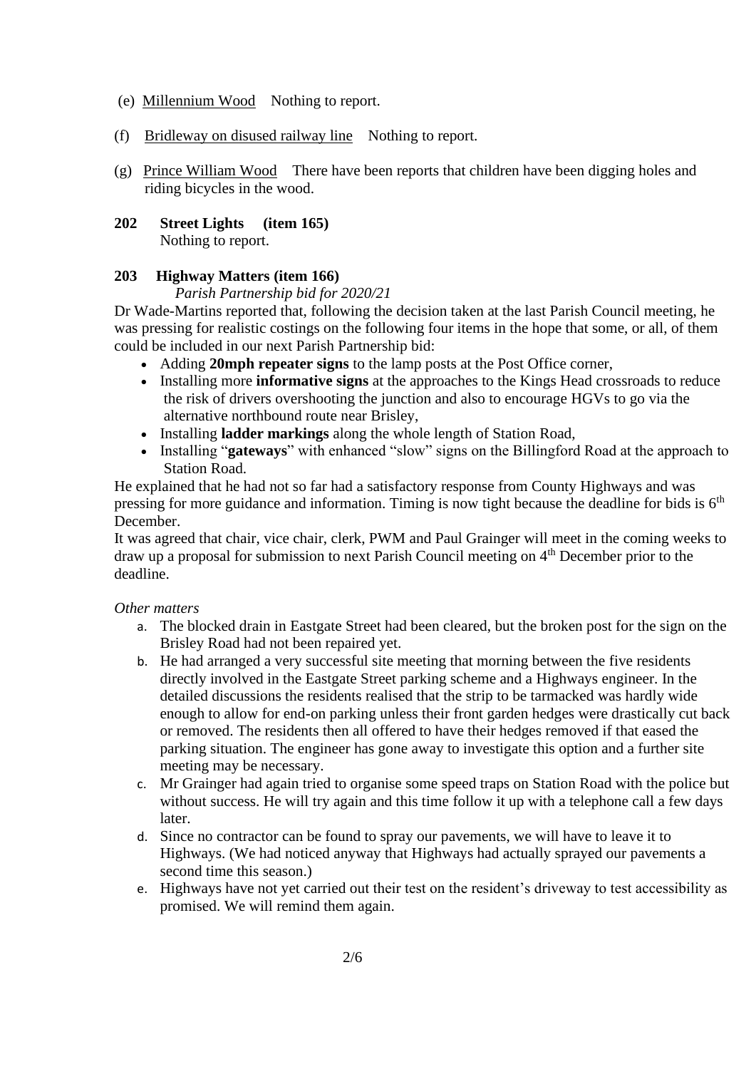(e) Millennium Wood    Nothing to report.

(f) Bridleway on disused railway line    Nothing to report.

(g) Prince William Wood    There have been reports that children have been digging holes and riding bicycles in the wood.

**202 Street Lights (item 165)**

Nothing to report.

**203 Highway Matters (item 166)**

*Parish Partnership bid for 2020/21*

Dr Wade-Martins reported that, following the decision taken at the last Parish Council meeting, he was pressing for realistic costings on the following four items in the hope that some, or all, of them could be included in our next Parish Partnership bid:

- Adding **20mph repeater signs** to the lamp posts at the Post Office corner,
- Installing more **informative signs** at the approaches to the Kings Head crossroads to reduce the risk of drivers overshooting the junction and also to encourage HGVs to go via the alternative northbound route near Brisley,
- Installing **ladder markings** along the whole length of Station Road,
- Installing "**gateways**" with enhanced "slow" signs on the Billingford Road at the approach to Station Road.

He explained that he had not so far had a satisfactory response from County Highways and was pressing for more guidance and information. Timing is now tight because the deadline for bids is 6th December.

It was agreed that chair, vice chair, clerk, PWM and Paul Grainger will meet in the coming weeks to draw up a proposal for submission to next Parish Council meeting on 4th December prior to the deadline.

*Other matters*

a. The blocked drain in Eastgate Street had been cleared, but the broken post for the sign on the Brisley Road had not been repaired yet.
b. He had arranged a very successful site meeting that morning between the five residents directly involved in the Eastgate Street parking scheme and a Highways engineer. In the detailed discussions the residents realised that the strip to be tarmacked was hardly wide enough to allow for end-on parking unless their front garden hedges were drastically cut back or removed. The residents then all offered to have their hedges removed if that eased the parking situation. The engineer has gone away to investigate this option and a further site meeting may be necessary.
c. Mr Grainger had again tried to organise some speed traps on Station Road with the police but without success. He will try again and this time follow it up with a telephone call a few days later.
d. Since no contractor can be found to spray our pavements, we will have to leave it to Highways. (We had noticed anyway that Highways had actually sprayed our pavements a second time this season.)
e. Highways have not yet carried out their test on the resident's driveway to test accessibility as promised. We will remind them again.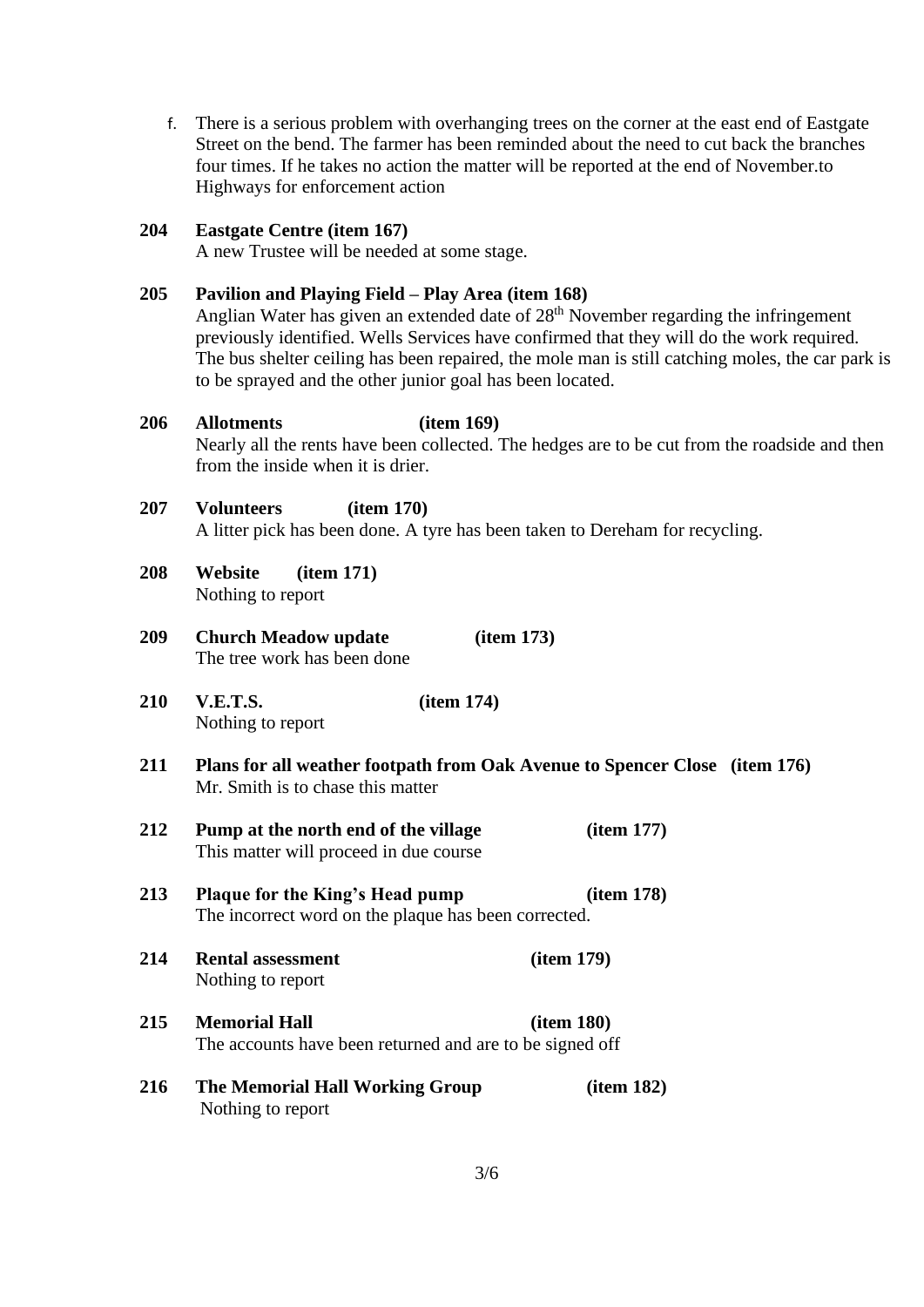f. There is a serious problem with overhanging trees on the corner at the east end of Eastgate Street on the bend. The farmer has been reminded about the need to cut back the branches four times. If he takes no action the matter will be reported at the end of November.to Highways for enforcement action

**204 Eastgate Centre (item 167)**
A new Trustee will be needed at some stage.

**205 Pavilion and Playing Field – Play Area (item 168)**
Anglian Water has given an extended date of 28th November regarding the infringement previously identified. Wells Services have confirmed that they will do the work required. The bus shelter ceiling has been repaired, the mole man is still catching moles, the car park is to be sprayed and the other junior goal has been located.

**206 Allotments (item 169)**
Nearly all the rents have been collected. The hedges are to be cut from the roadside and then from the inside when it is drier.

**207 Volunteers (item 170)**
A litter pick has been done. A tyre has been taken to Dereham for recycling.

**208 Website (item 171)**
Nothing to report

**209 Church Meadow update (item 173)**
The tree work has been done

**210 V.E.T.S. (item 174)**
Nothing to report

**211 Plans for all weather footpath from Oak Avenue to Spencer Close (item 176)**
Mr. Smith is to chase this matter

**212 Pump at the north end of the village (item 177)**
This matter will proceed in due course

**213 Plaque for the King's Head pump (item 178)**
The incorrect word on the plaque has been corrected.

**214 Rental assessment (item 179)**
Nothing to report

**215 Memorial Hall (item 180)**
The accounts have been returned and are to be signed off

**216 The Memorial Hall Working Group (item 182)**
Nothing to report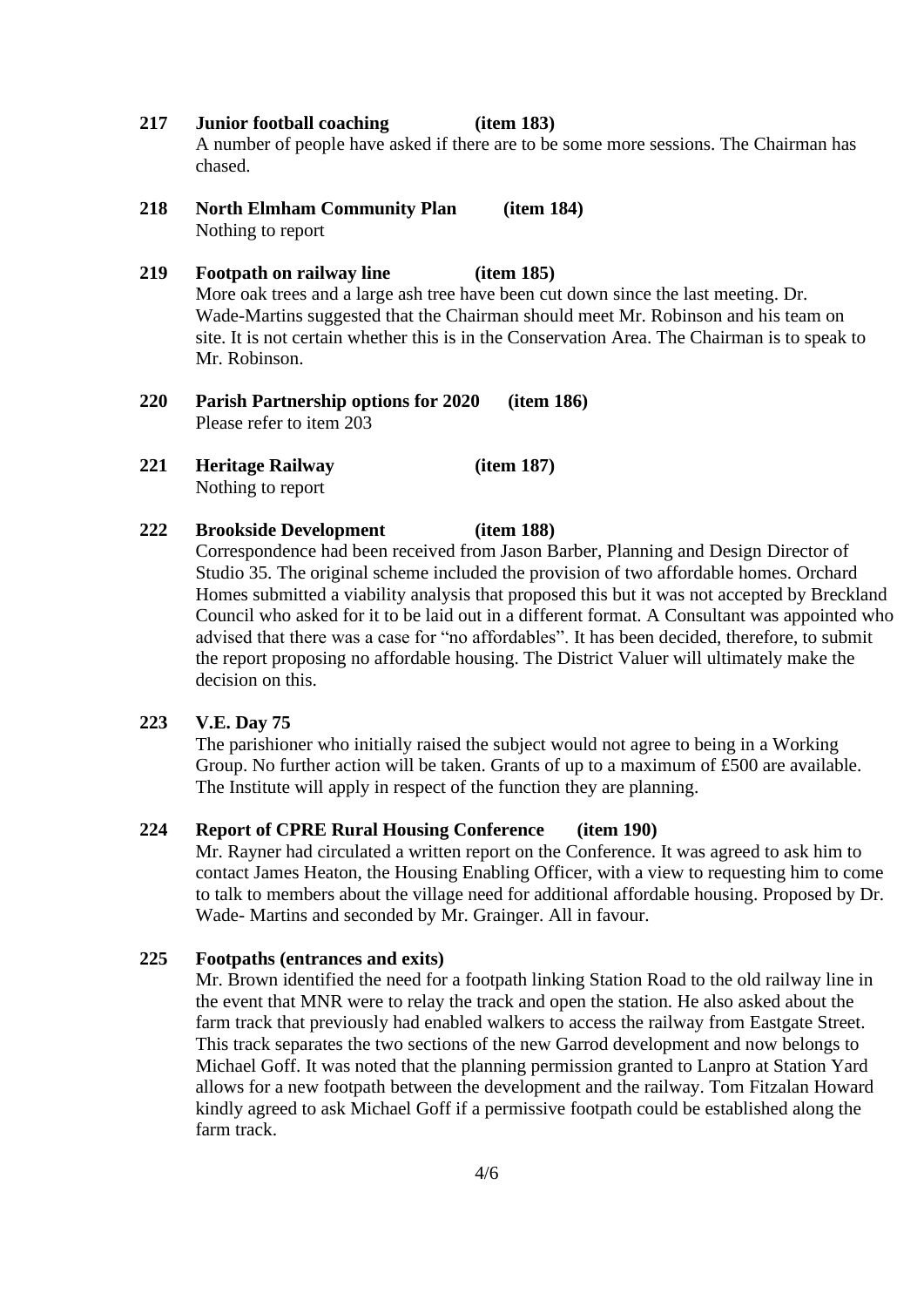**217 Junior football coaching (item 183)**

A number of people have asked if there are to be some more sessions. The Chairman has chased.

**218 North Elmham Community Plan (item 184)**

Nothing to report

**219 Footpath on railway line (item 185)**

More oak trees and a large ash tree have been cut down since the last meeting. Dr. Wade-Martins suggested that the Chairman should meet Mr. Robinson and his team on site. It is not certain whether this is in the Conservation Area. The Chairman is to speak to Mr. Robinson.

**220 Parish Partnership options for 2020 (item 186)**

Please refer to item 203

**221 Heritage Railway (item 187)**

Nothing to report

**222 Brookside Development (item 188)**

Correspondence had been received from Jason Barber, Planning and Design Director of Studio 35. The original scheme included the provision of two affordable homes. Orchard Homes submitted a viability analysis that proposed this but it was not accepted by Breckland Council who asked for it to be laid out in a different format. A Consultant was appointed who advised that there was a case for "no affordables". It has been decided, therefore, to submit the report proposing no affordable housing. The District Valuer will ultimately make the decision on this.

**223 V.E. Day 75**

The parishioner who initially raised the subject would not agree to being in a Working Group. No further action will be taken. Grants of up to a maximum of £500 are available. The Institute will apply in respect of the function they are planning.

**224 Report of CPRE Rural Housing Conference (item 190)**

Mr. Rayner had circulated a written report on the Conference. It was agreed to ask him to contact James Heaton, the Housing Enabling Officer, with a view to requesting him to come to talk to members about the village need for additional affordable housing. Proposed by Dr. Wade- Martins and seconded by Mr. Grainger. All in favour.

**225 Footpaths (entrances and exits)**

Mr. Brown identified the need for a footpath linking Station Road to the old railway line in the event that MNR were to relay the track and open the station. He also asked about the farm track that previously had enabled walkers to access the railway from Eastgate Street. This track separates the two sections of the new Garrod development and now belongs to Michael Goff. It was noted that the planning permission granted to Lanpro at Station Yard allows for a new footpath between the development and the railway. Tom Fitzalan Howard kindly agreed to ask Michael Goff if a permissive footpath could be established along the farm track.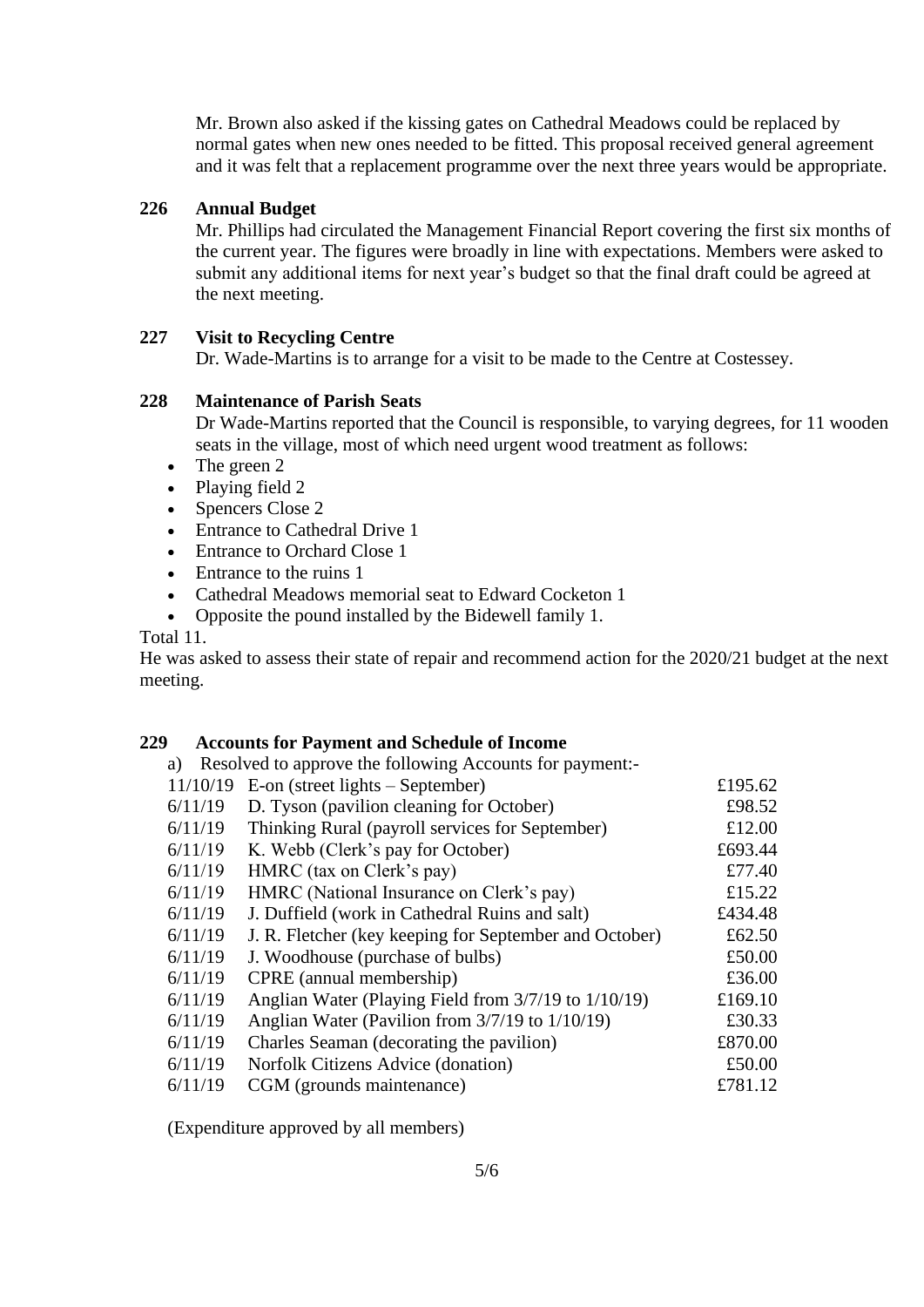Mr. Brown also asked if the kissing gates on Cathedral Meadows could be replaced by normal gates when new ones needed to be fitted. This proposal received general agreement and it was felt that a replacement programme over the next three years would be appropriate.

**226 Annual Budget**

Mr. Phillips had circulated the Management Financial Report covering the first six months of the current year. The figures were broadly in line with expectations. Members were asked to submit any additional items for next year's budget so that the final draft could be agreed at the next meeting.

**227 Visit to Recycling Centre**

Dr. Wade-Martins is to arrange for a visit to be made to the Centre at Costessey.

**228 Maintenance of Parish Seats**

Dr Wade-Martins reported that the Council is responsible, to varying degrees, for 11 wooden seats in the village, most of which need urgent wood treatment as follows:

- The green 2
- Playing field 2
- Spencers Close 2
- Entrance to Cathedral Drive 1
- Entrance to Orchard Close 1
- Entrance to the ruins 1
- Cathedral Meadows memorial seat to Edward Cocketon 1
- Opposite the pound installed by the Bidewell family 1.

Total 11.

He was asked to assess their state of repair and recommend action for the 2020/21 budget at the next meeting.

**229 Accounts for Payment and Schedule of Income**

a) Resolved to approve the following Accounts for payment:-

| Date | Payee | Amount |
|---|---|---|
| 11/10/19 | E-on (street lights – September) | £195.62 |
| 6/11/19 | D. Tyson (pavilion cleaning for October) | £98.52 |
| 6/11/19 | Thinking Rural (payroll services for September) | £12.00 |
| 6/11/19 | K. Webb (Clerk's pay for October) | £693.44 |
| 6/11/19 | HMRC (tax on Clerk's pay) | £77.40 |
| 6/11/19 | HMRC (National Insurance on Clerk's pay) | £15.22 |
| 6/11/19 | J. Duffield (work in Cathedral Ruins and salt) | £434.48 |
| 6/11/19 | J. R. Fletcher (key keeping for September and October) | £62.50 |
| 6/11/19 | J. Woodhouse (purchase of bulbs) | £50.00 |
| 6/11/19 | CPRE (annual membership) | £36.00 |
| 6/11/19 | Anglian Water (Playing Field from 3/7/19 to 1/10/19) | £169.10 |
| 6/11/19 | Anglian Water (Pavilion from 3/7/19 to 1/10/19) | £30.33 |
| 6/11/19 | Charles Seaman (decorating the pavilion) | £870.00 |
| 6/11/19 | Norfolk Citizens Advice (donation) | £50.00 |
| 6/11/19 | CGM (grounds maintenance) | £781.12 |

(Expenditure approved by all members)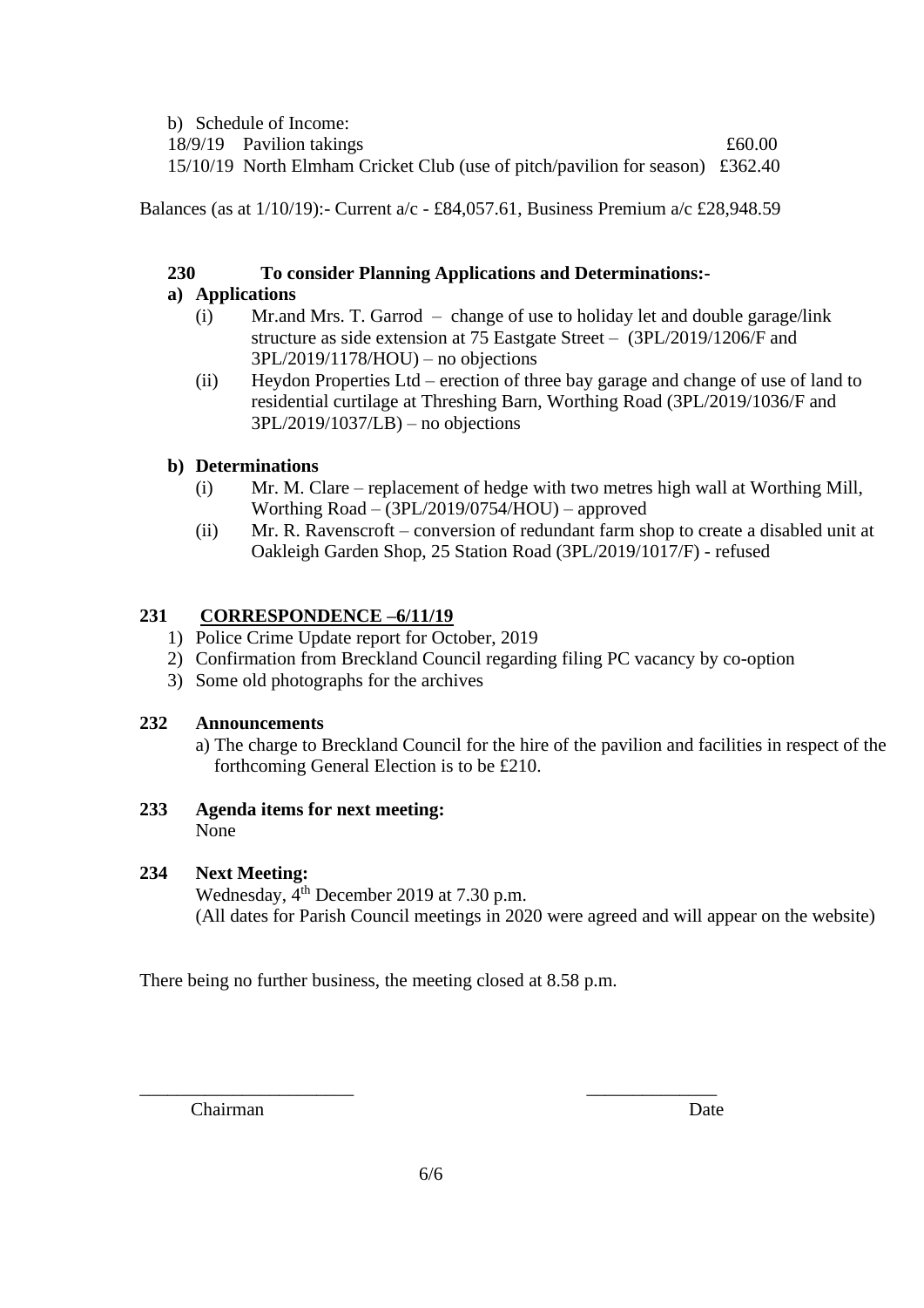b) Schedule of Income:

| | | |
|---|---|---|
| 18/9/19 | Pavilion takings | £60.00 |
| 15/10/19 | North Elmham Cricket Club (use of pitch/pavilion for season) | £362.40 |

Balances (as at 1/10/19):- Current a/c - £84,057.61, Business Premium a/c £28,948.59

**230 To consider Planning Applications and Determinations:-**

**a) Applications**

(i) Mr.and Mrs. T. Garrod – change of use to holiday let and double garage/link structure as side extension at 75 Eastgate Street – (3PL/2019/1206/F and 3PL/2019/1178/HOU) – no objections

(ii) Heydon Properties Ltd – erection of three bay garage and change of use of land to residential curtilage at Threshing Barn, Worthing Road (3PL/2019/1036/F and 3PL/2019/1037/LB) – no objections

**b) Determinations**

(i) Mr. M. Clare – replacement of hedge with two metres high wall at Worthing Mill, Worthing Road – (3PL/2019/0754/HOU) – approved

(ii) Mr. R. Ravenscroft – conversion of redundant farm shop to create a disabled unit at Oakleigh Garden Shop, 25 Station Road (3PL/2019/1017/F) - refused

**231 CORRESPONDENCE –6/11/19**

1) Police Crime Update report for October, 2019
2) Confirmation from Breckland Council regarding filing PC vacancy by co-option
3) Some old photographs for the archives

**232 Announcements**

a) The charge to Breckland Council for the hire of the pavilion and facilities in respect of the forthcoming General Election is to be £210.

**233 Agenda items for next meeting:**

None

**234 Next Meeting:**

Wednesday, 4th December 2019 at 7.30 p.m.
(All dates for Parish Council meetings in 2020 were agreed and will appear on the website)

There being no further business, the meeting closed at 8.58 p.m.

\_\_\_\_\_\_\_\_\_\_\_\_\_\_\_\_\_\_\_\_\_\_\_ \_\_\_\_\_\_\_\_\_\_\_\_\_\_

Chairman Date